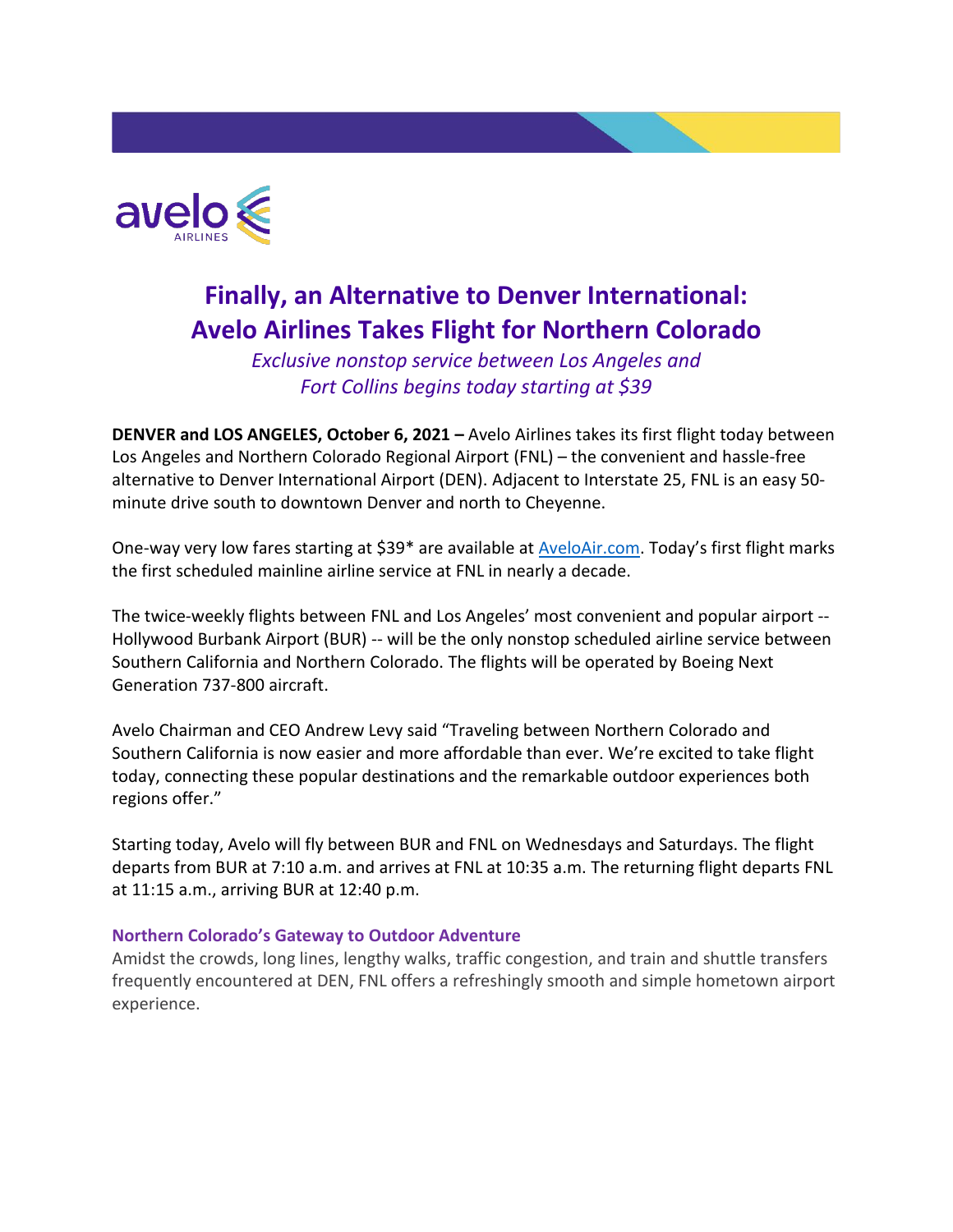avelo AIRLINES

# Finally, an Alternative to Denver International: Avelo Airlines Takes Flight for Northern Colorado

*Exclusive nonstop service between Los Angeles and Fort Collins begins today starting at $39*

**DENVER and LOS ANGELES, October 6, 2021 –** Avelo Airlines takes its first flight today between Los Angeles and Northern Colorado Regional Airport (FNL) – the convenient and hassle-free alternative to Denver International Airport (DEN). Adjacent to Interstate 25, FNL is an easy 50-minute drive south to downtown Denver and north to Cheyenne.

One-way very low fares starting at $39* are available at [AveloAir.com](AveloAir.com). Today's first flight marks the first scheduled mainline airline service at FNL in nearly a decade.

The twice-weekly flights between FNL and Los Angeles' most convenient and popular airport -- Hollywood Burbank Airport (BUR) -- will be the only nonstop scheduled airline service between Southern California and Northern Colorado. The flights will be operated by Boeing Next Generation 737-800 aircraft.

Avelo Chairman and CEO Andrew Levy said "Traveling between Northern Colorado and Southern California is now easier and more affordable than ever. We're excited to take flight today, connecting these popular destinations and the remarkable outdoor experiences both regions offer."

Starting today, Avelo will fly between BUR and FNL on Wednesdays and Saturdays. The flight departs from BUR at 7:10 a.m. and arrives at FNL at 10:35 a.m. The returning flight departs FNL at 11:15 a.m., arriving BUR at 12:40 p.m.

## Northern Colorado's Gateway to Outdoor Adventure

Amidst the crowds, long lines, lengthy walks, traffic congestion, and train and shuttle transfers frequently encountered at DEN, FNL offers a refreshingly smooth and simple hometown airport experience.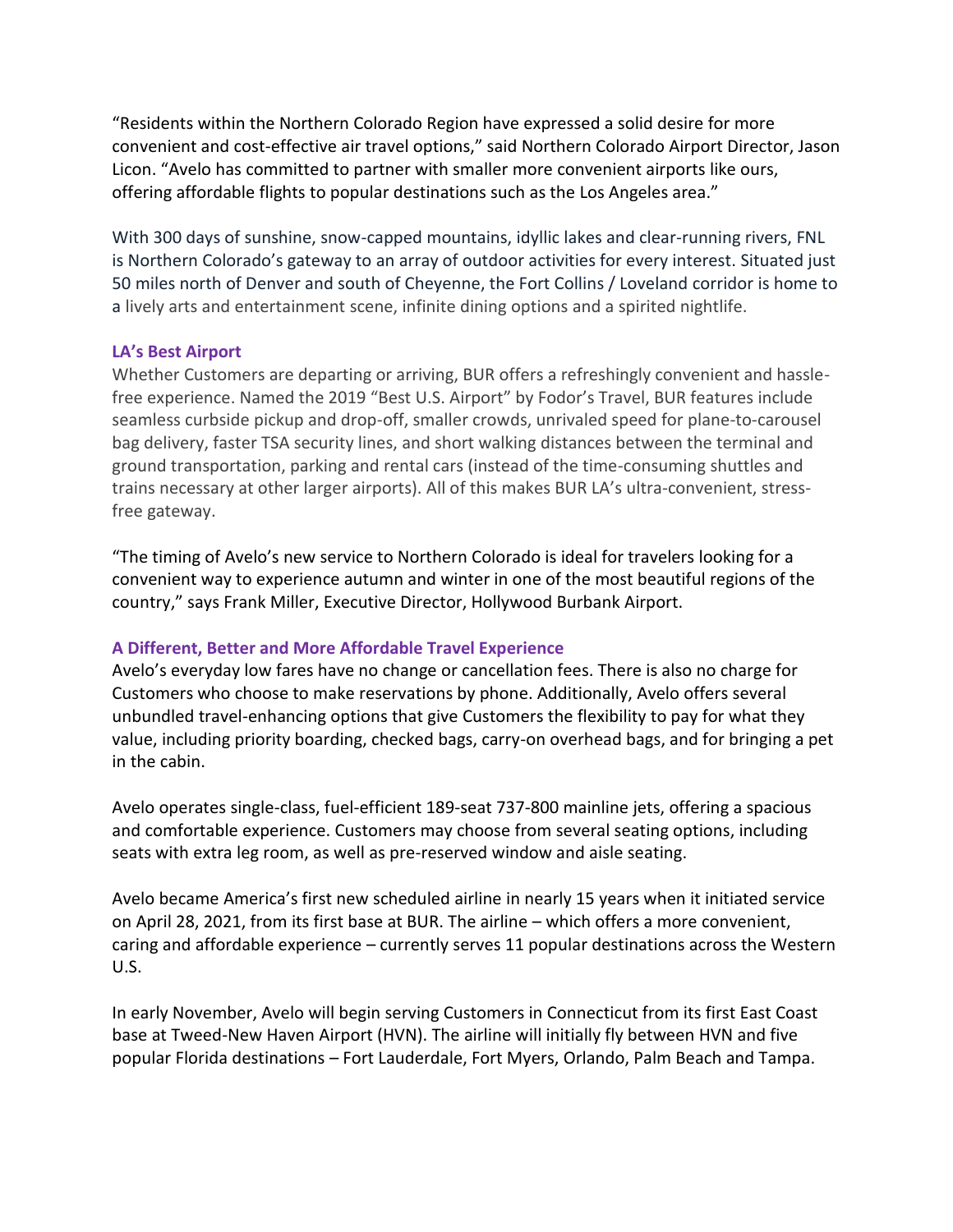"Residents within the Northern Colorado Region have expressed a solid desire for more convenient and cost-effective air travel options," said Northern Colorado Airport Director, Jason Licon. "Avelo has committed to partner with smaller more convenient airports like ours, offering affordable flights to popular destinations such as the Los Angeles area."

With 300 days of sunshine, snow-capped mountains, idyllic lakes and clear-running rivers, FNL is Northern Colorado's gateway to an array of outdoor activities for every interest. Situated just 50 miles north of Denver and south of Cheyenne, the Fort Collins / Loveland corridor is home to a lively arts and entertainment scene, infinite dining options and a spirited nightlife.

### LA's Best Airport

Whether Customers are departing or arriving, BUR offers a refreshingly convenient and hassle-free experience. Named the 2019 "Best U.S. Airport" by Fodor's Travel, BUR features include seamless curbside pickup and drop-off, smaller crowds, unrivaled speed for plane-to-carousel bag delivery, faster TSA security lines, and short walking distances between the terminal and ground transportation, parking and rental cars (instead of the time-consuming shuttles and trains necessary at other larger airports). All of this makes BUR LA's ultra-convenient, stress-free gateway.

"The timing of Avelo's new service to Northern Colorado is ideal for travelers looking for a convenient way to experience autumn and winter in one of the most beautiful regions of the country," says Frank Miller, Executive Director, Hollywood Burbank Airport.

### A Different, Better and More Affordable Travel Experience

Avelo's everyday low fares have no change or cancellation fees. There is also no charge for Customers who choose to make reservations by phone. Additionally, Avelo offers several unbundled travel-enhancing options that give Customers the flexibility to pay for what they value, including priority boarding, checked bags, carry-on overhead bags, and for bringing a pet in the cabin.

Avelo operates single-class, fuel-efficient 189-seat 737-800 mainline jets, offering a spacious and comfortable experience. Customers may choose from several seating options, including seats with extra leg room, as well as pre-reserved window and aisle seating.

Avelo became America's first new scheduled airline in nearly 15 years when it initiated service on April 28, 2021, from its first base at BUR. The airline – which offers a more convenient, caring and affordable experience – currently serves 11 popular destinations across the Western U.S.

In early November, Avelo will begin serving Customers in Connecticut from its first East Coast base at Tweed-New Haven Airport (HVN). The airline will initially fly between HVN and five popular Florida destinations – Fort Lauderdale, Fort Myers, Orlando, Palm Beach and Tampa.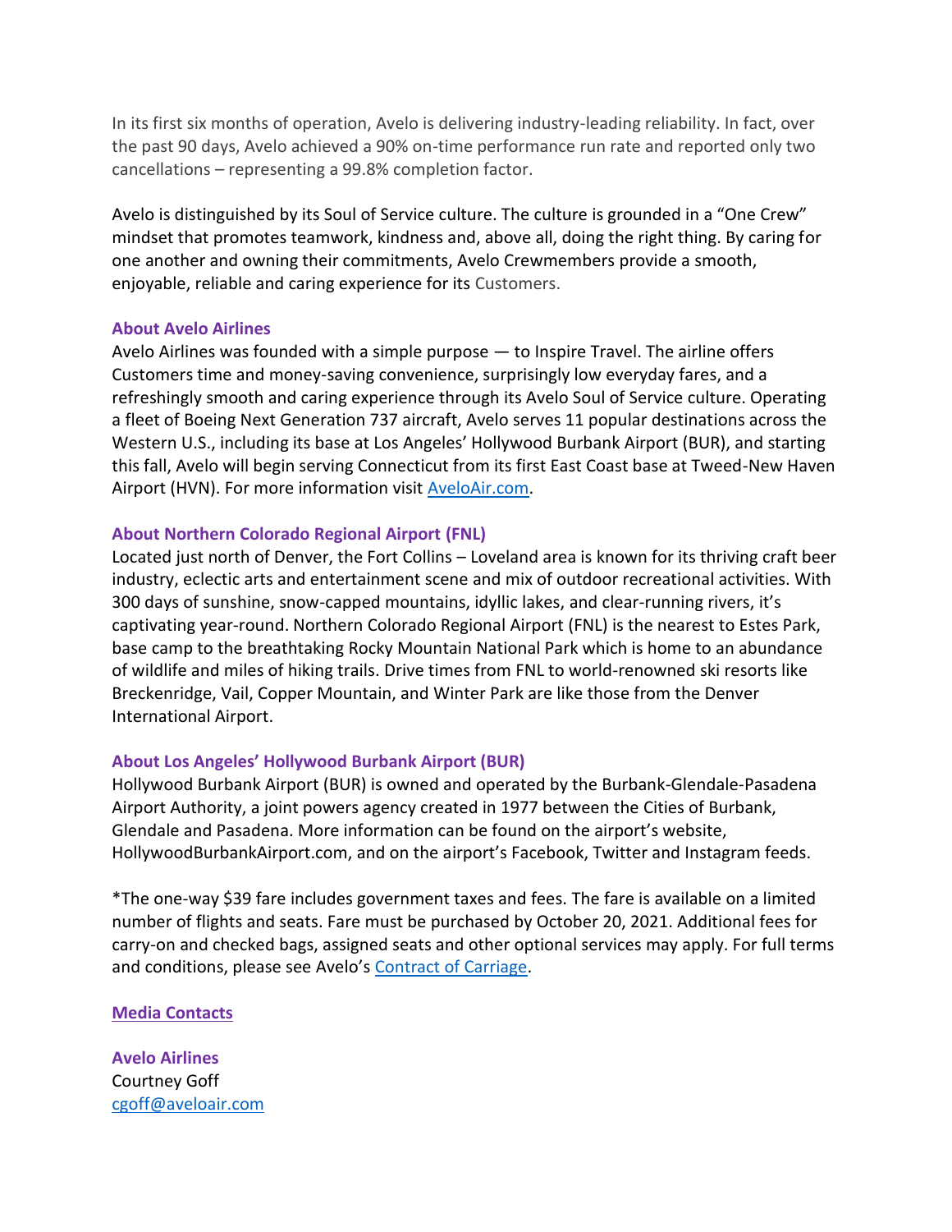In its first six months of operation, Avelo is delivering industry-leading reliability. In fact, over the past 90 days, Avelo achieved a 90% on-time performance run rate and reported only two cancellations – representing a 99.8% completion factor.

Avelo is distinguished by its Soul of Service culture. The culture is grounded in a "One Crew" mindset that promotes teamwork, kindness and, above all, doing the right thing. By caring for one another and owning their commitments, Avelo Crewmembers provide a smooth, enjoyable, reliable and caring experience for its Customers.

**About Avelo Airlines**

Avelo Airlines was founded with a simple purpose — to Inspire Travel. The airline offers Customers time and money-saving convenience, surprisingly low everyday fares, and a refreshingly smooth and caring experience through its Avelo Soul of Service culture. Operating a fleet of Boeing Next Generation 737 aircraft, Avelo serves 11 popular destinations across the Western U.S., including its base at Los Angeles' Hollywood Burbank Airport (BUR), and starting this fall, Avelo will begin serving Connecticut from its first East Coast base at Tweed-New Haven Airport (HVN). For more information visit [AveloAir.com](AveloAir.com).

**About Northern Colorado Regional Airport (FNL)**

Located just north of Denver, the Fort Collins – Loveland area is known for its thriving craft beer industry, eclectic arts and entertainment scene and mix of outdoor recreational activities. With 300 days of sunshine, snow-capped mountains, idyllic lakes, and clear-running rivers, it's captivating year-round. Northern Colorado Regional Airport (FNL) is the nearest to Estes Park, base camp to the breathtaking Rocky Mountain National Park which is home to an abundance of wildlife and miles of hiking trails. Drive times from FNL to world-renowned ski resorts like Breckenridge, Vail, Copper Mountain, and Winter Park are like those from the Denver International Airport.

**About Los Angeles' Hollywood Burbank Airport (BUR)**

Hollywood Burbank Airport (BUR) is owned and operated by the Burbank-Glendale-Pasadena Airport Authority, a joint powers agency created in 1977 between the Cities of Burbank, Glendale and Pasadena. More information can be found on the airport's website, HollywoodBurbankAirport.com, and on the airport's Facebook, Twitter and Instagram feeds.

*The one-way $39 fare includes government taxes and fees. The fare is available on a limited number of flights and seats. Fare must be purchased by October 20, 2021. Additional fees for carry-on and checked bags, assigned seats and other optional services may apply. For full terms and conditions, please see Avelo's Contract of Carriage.

**Media Contacts**

**Avelo Airlines**
Courtney Goff
cgoff@aveloair.com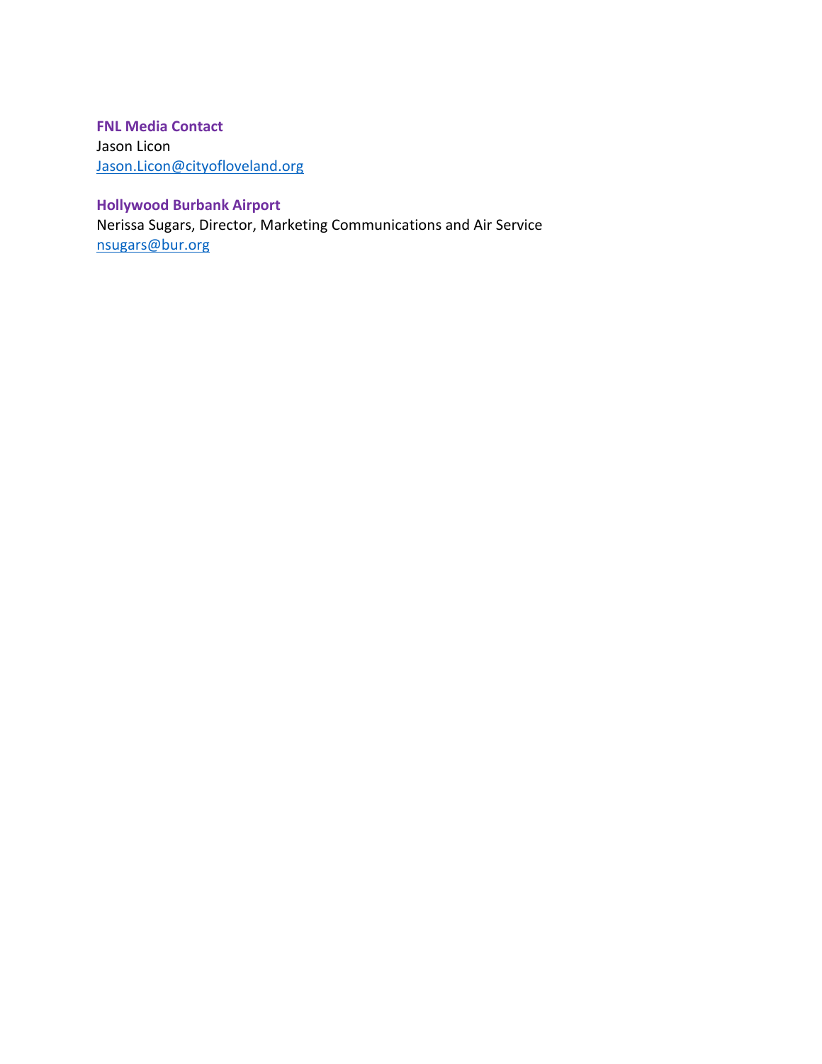**FNL Media Contact**
Jason Licon
Jason.Licon@cityofloveland.org

**Hollywood Burbank Airport**
Nerissa Sugars, Director, Marketing Communications and Air Service
nsugars@bur.org